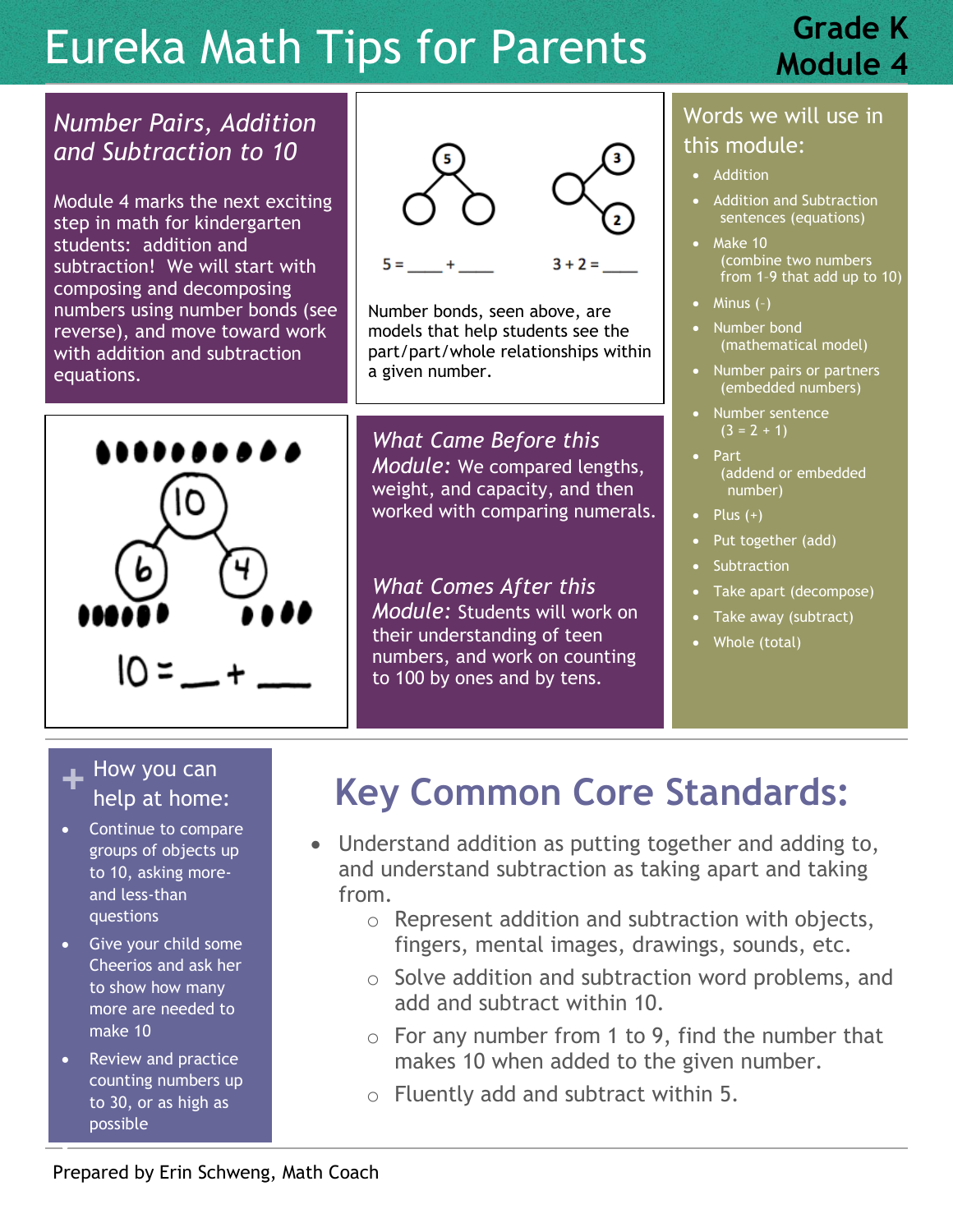# Eureka Math Tips for Parents

**Grade K Module 4**

### *Number Pairs, Addition and Subtraction to 10*

Module 4 marks the next exciting step in math for kindergarten students: addition and subtraction! We will start with composing and decomposing numbers using number bonds (see reverse), and move toward work with addition and subtraction equations.

5 = ____ + ____     3 + 2 = ____

Number bonds, seen above, are models that help students see the part/part/whole relationships within a given number.

10 = ___ + ___

*What Came Before this Module:* We compared lengths, weight, and capacity, and then worked with comparing numerals.

*What Comes After this Module:* Students will work on their understanding of teen numbers, and work on counting to 100 by ones and by tens.

### Words we will use in this module:

- Addition
- Addition and Subtraction sentences (equations)
- Make 10 (combine two numbers from 1-9 that add up to 10)
- Minus (-)
- Number bond (mathematical model)
- Number pairs or partners (embedded numbers)
- Number sentence (3 = 2 + 1)
- Part (addend or embedded number)
- Plus (+)
- Put together (add)
- Subtraction
- Take apart (decompose)
- Take away (subtract)
- Whole (total)

### + How you can help at home:

- Continue to compare groups of objects up to 10, asking more- and less-than questions
- Give your child some Cheerios and ask her to show how many more are needed to make 10
- Review and practice counting numbers up to 30, or as high as possible

## Key Common Core Standards:

- Understand addition as putting together and adding to, and understand subtraction as taking apart and taking from.
  - Represent addition and subtraction with objects, fingers, mental images, drawings, sounds, etc.
  - Solve addition and subtraction word problems, and add and subtract within 10.
  - For any number from 1 to 9, find the number that makes 10 when added to the given number.
  - Fluently add and subtract within 5.

Prepared by Erin Schweng, Math Coach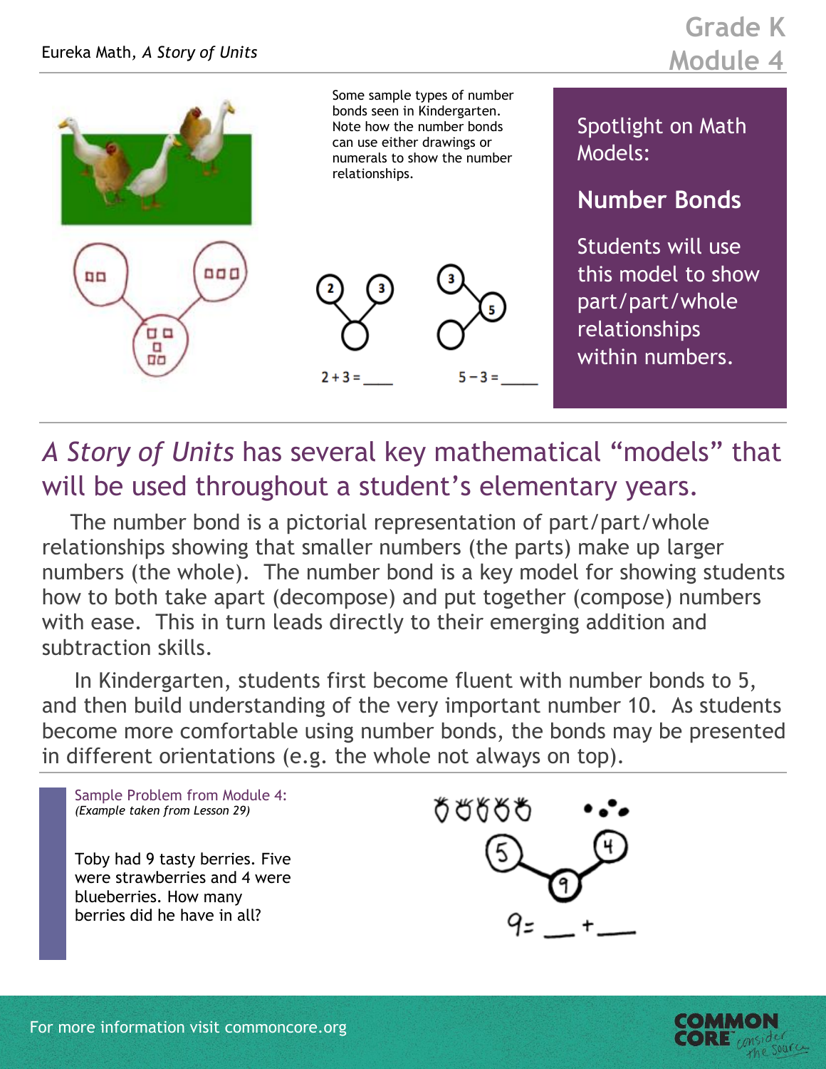Some sample types of number bonds seen in Kindergarten. Note how the number bonds can use either drawings or numerals to show the number relationships.

$2 + 3 =$ ____

$5 - 3 =$ ____

## Spotlight on Math Models:

### Number Bonds

Students will use this model to show part/part/whole relationships within numbers.

## *A Story of Units* has several key mathematical "models" that will be used throughout a student's elementary years.

The number bond is a pictorial representation of part/part/whole relationships showing that smaller numbers (the parts) make up larger numbers (the whole). The number bond is a key model for showing students how to both take apart (decompose) and put together (compose) numbers with ease. This in turn leads directly to their emerging addition and subtraction skills.

In Kindergarten, students first become fluent with number bonds to 5, and then build understanding of the very important number 10. As students become more comfortable using number bonds, the bonds may be presented in different orientations (e.g. the whole not always on top).

Sample Problem from Module 4:
*(Example taken from Lesson 29)*

Toby had 9 tasty berries. Five were strawberries and 4 were blueberries. How many berries did he have in all?

$9 =$ ___ $+$ ___

For more information visit commoncore.org